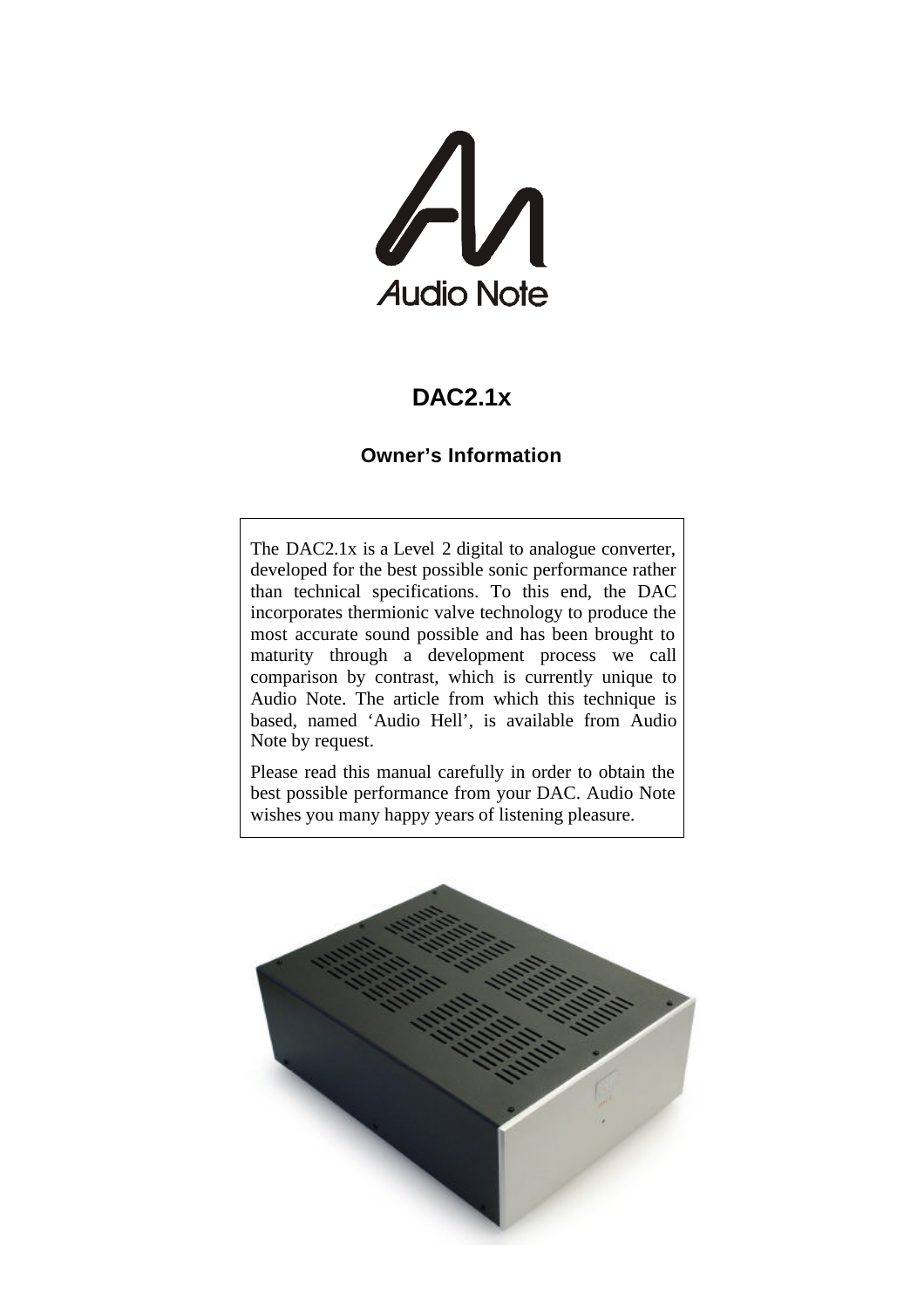Audio Note

# DAC2.1x

## Owner's Information

The DAC2.1x is a Level 2 digital to analogue converter, developed for the best possible sonic performance rather than technical specifications. To this end, the DAC incorporates thermionic valve technology to produce the most accurate sound possible and has been brought to maturity through a development process we call comparison by contrast, which is currently unique to Audio Note. The article from which this technique is based, named 'Audio Hell', is available from Audio Note by request.

Please read this manual carefully in order to obtain the best possible performance from your DAC. Audio Note wishes you many happy years of listening pleasure.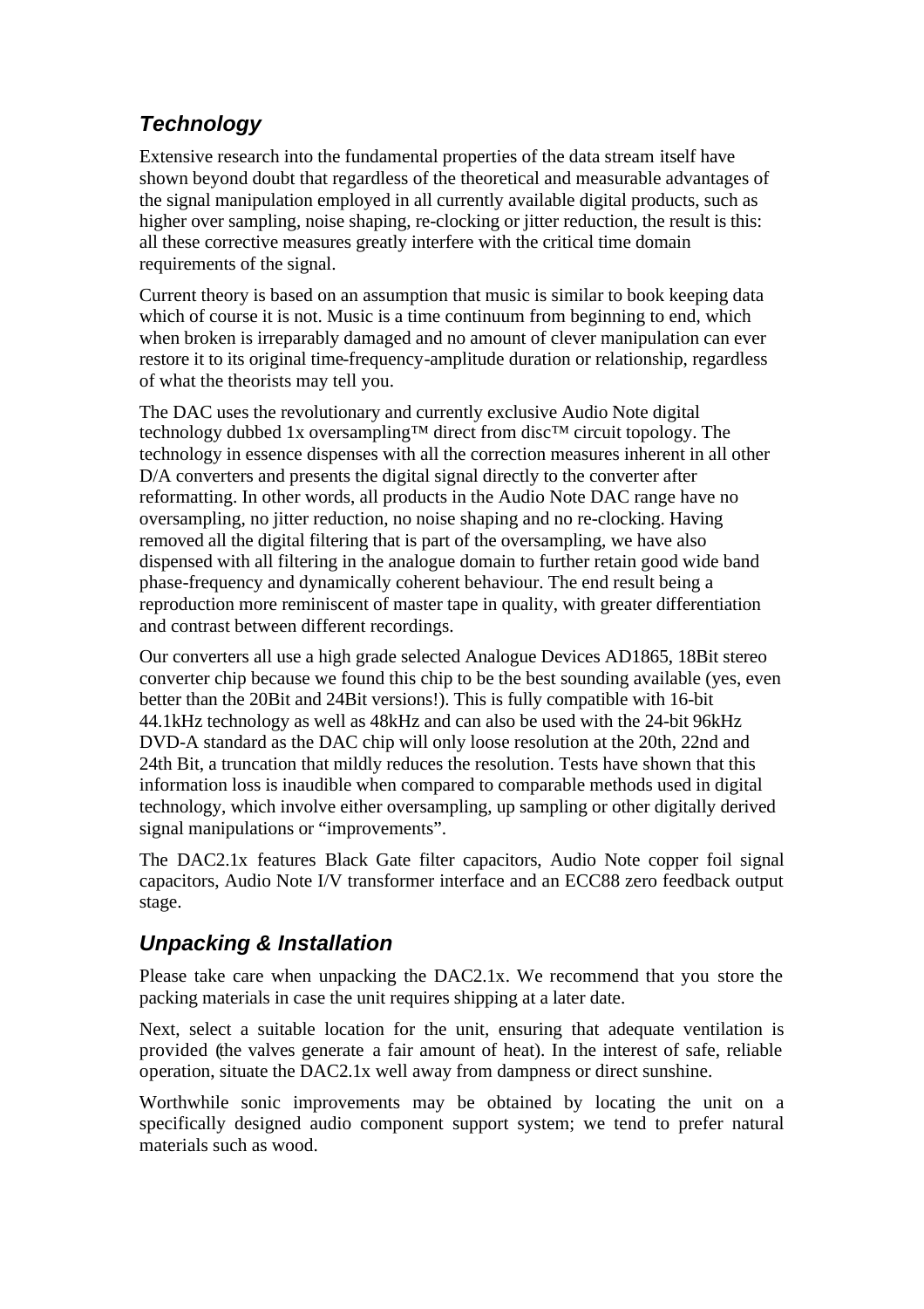## *Technology*

Extensive research into the fundamental properties of the data stream itself have shown beyond doubt that regardless of the theoretical and measurable advantages of the signal manipulation employed in all currently available digital products, such as higher over sampling, noise shaping, re-clocking or jitter reduction, the result is this: all these corrective measures greatly interfere with the critical time domain requirements of the signal.

Current theory is based on an assumption that music is similar to book keeping data which of course it is not. Music is a time continuum from beginning to end, which when broken is irreparably damaged and no amount of clever manipulation can ever restore it to its original time-frequency-amplitude duration or relationship, regardless of what the theorists may tell you.

The DAC uses the revolutionary and currently exclusive Audio Note digital technology dubbed 1x oversampling™ direct from disc™ circuit topology. The technology in essence dispenses with all the correction measures inherent in all other D/A converters and presents the digital signal directly to the converter after reformatting. In other words, all products in the Audio Note DAC range have no oversampling, no jitter reduction, no noise shaping and no re-clocking. Having removed all the digital filtering that is part of the oversampling, we have also dispensed with all filtering in the analogue domain to further retain good wide band phase-frequency and dynamically coherent behaviour. The end result being a reproduction more reminiscent of master tape in quality, with greater differentiation and contrast between different recordings.

Our converters all use a high grade selected Analogue Devices AD1865, 18Bit stereo converter chip because we found this chip to be the best sounding available (yes, even better than the 20Bit and 24Bit versions!). This is fully compatible with 16-bit 44.1kHz technology as well as 48kHz and can also be used with the 24-bit 96kHz DVD-A standard as the DAC chip will only loose resolution at the 20th, 22nd and 24th Bit, a truncation that mildly reduces the resolution. Tests have shown that this information loss is inaudible when compared to comparable methods used in digital technology, which involve either oversampling, up sampling or other digitally derived signal manipulations or “improvements”.

The DAC2.1x features Black Gate filter capacitors, Audio Note copper foil signal capacitors, Audio Note I/V transformer interface and an ECC88 zero feedback output stage.

## *Unpacking & Installation*

Please take care when unpacking the DAC2.1x. We recommend that you store the packing materials in case the unit requires shipping at a later date.

Next, select a suitable location for the unit, ensuring that adequate ventilation is provided (the valves generate a fair amount of heat). In the interest of safe, reliable operation, situate the DAC2.1x well away from dampness or direct sunshine.

Worthwhile sonic improvements may be obtained by locating the unit on a specifically designed audio component support system; we tend to prefer natural materials such as wood.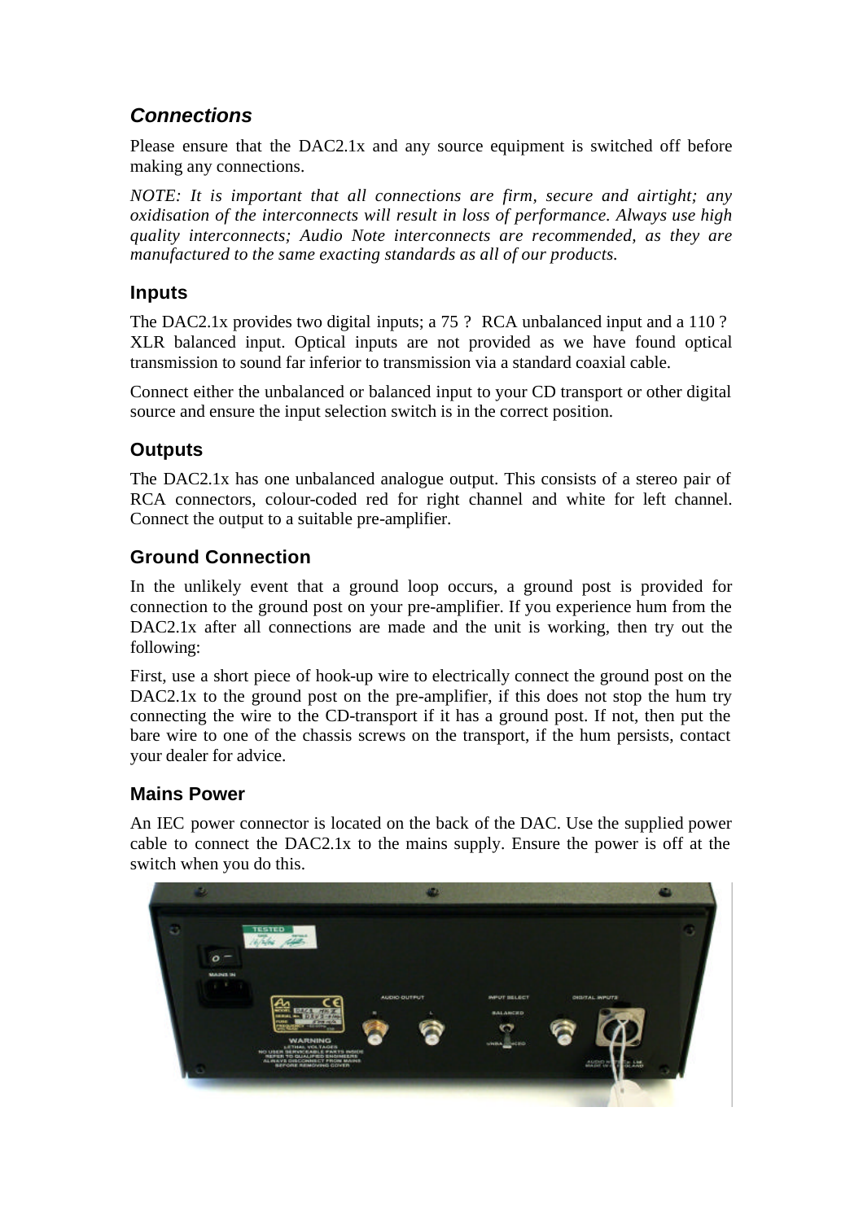## *Connections*

Please ensure that the DAC2.1x and any source equipment is switched off before making any connections.

*NOTE: It is important that all connections are firm, secure and airtight; any oxidisation of the interconnects will result in loss of performance. Always use high quality interconnects; Audio Note interconnects are recommended, as they are manufactured to the same exacting standards as all of our products.*

### Inputs

The DAC2.1x provides two digital inputs; a 75 ? RCA unbalanced input and a 110 ? XLR balanced input. Optical inputs are not provided as we have found optical transmission to sound far inferior to transmission via a standard coaxial cable.

Connect either the unbalanced or balanced input to your CD transport or other digital source and ensure the input selection switch is in the correct position.

### Outputs

The DAC2.1x has one unbalanced analogue output. This consists of a stereo pair of RCA connectors, colour-coded red for right channel and white for left channel. Connect the output to a suitable pre-amplifier.

### Ground Connection

In the unlikely event that a ground loop occurs, a ground post is provided for connection to the ground post on your pre-amplifier. If you experience hum from the DAC2.1x after all connections are made and the unit is working, then try out the following:

First, use a short piece of hook-up wire to electrically connect the ground post on the DAC2.1x to the ground post on the pre-amplifier, if this does not stop the hum try connecting the wire to the CD-transport if it has a ground post. If not, then put the bare wire to one of the chassis screws on the transport, if the hum persists, contact your dealer for advice.

### Mains Power

An IEC power connector is located on the back of the DAC. Use the supplied power cable to connect the DAC2.1x to the mains supply. Ensure the power is off at the switch when you do this.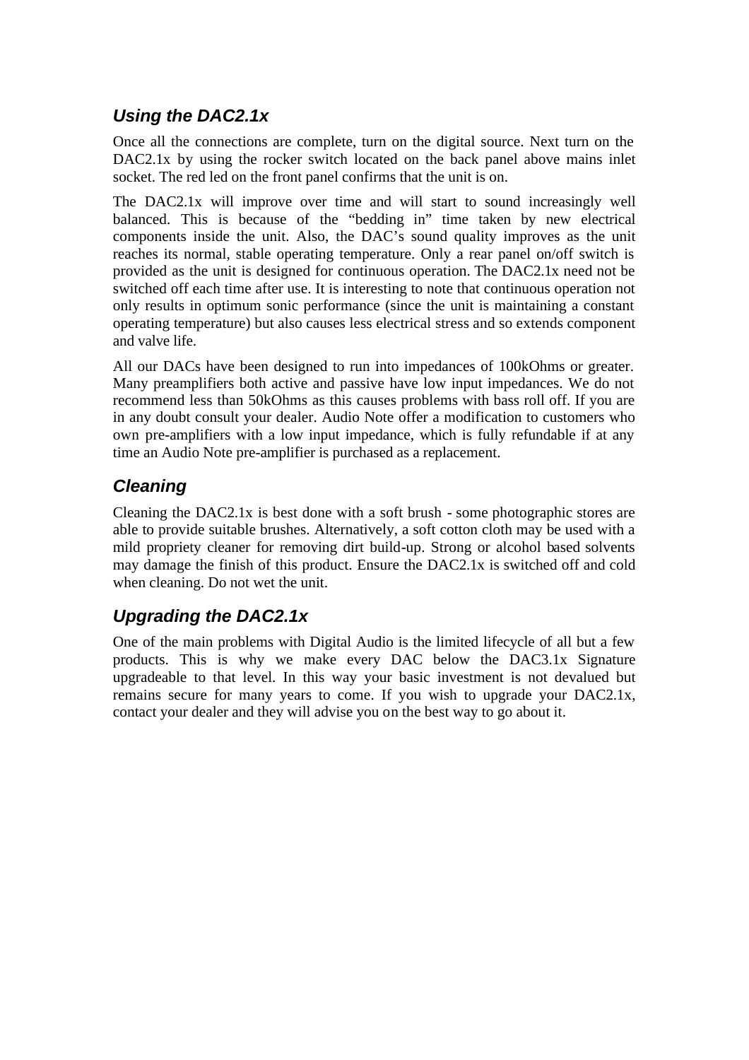### *Using the DAC2.1x*

Once all the connections are complete, turn on the digital source. Next turn on the DAC2.1x by using the rocker switch located on the back panel above mains inlet socket. The red led on the front panel confirms that the unit is on.

The DAC2.1x will improve over time and will start to sound increasingly well balanced. This is because of the “bedding in” time taken by new electrical components inside the unit. Also, the DAC’s sound quality improves as the unit reaches its normal, stable operating temperature. Only a rear panel on/off switch is provided as the unit is designed for continuous operation. The DAC2.1x need not be switched off each time after use. It is interesting to note that continuous operation not only results in optimum sonic performance (since the unit is maintaining a constant operating temperature) but also causes less electrical stress and so extends component and valve life.

All our DACs have been designed to run into impedances of 100kOhms or greater. Many preamplifiers both active and passive have low input impedances. We do not recommend less than 50kOhms as this causes problems with bass roll off. If you are in any doubt consult your dealer. Audio Note offer a modification to customers who own pre-amplifiers with a low input impedance, which is fully refundable if at any time an Audio Note pre-amplifier is purchased as a replacement.

### *Cleaning*

Cleaning the DAC2.1x is best done with a soft brush - some photographic stores are able to provide suitable brushes. Alternatively, a soft cotton cloth may be used with a mild propriety cleaner for removing dirt build-up. Strong or alcohol based solvents may damage the finish of this product. Ensure the DAC2.1x is switched off and cold when cleaning. Do not wet the unit.

### *Upgrading the DAC2.1x*

One of the main problems with Digital Audio is the limited lifecycle of all but a few products. This is why we make every DAC below the DAC3.1x Signature upgradeable to that level. In this way your basic investment is not devalued but remains secure for many years to come. If you wish to upgrade your DAC2.1x, contact your dealer and they will advise you on the best way to go about it.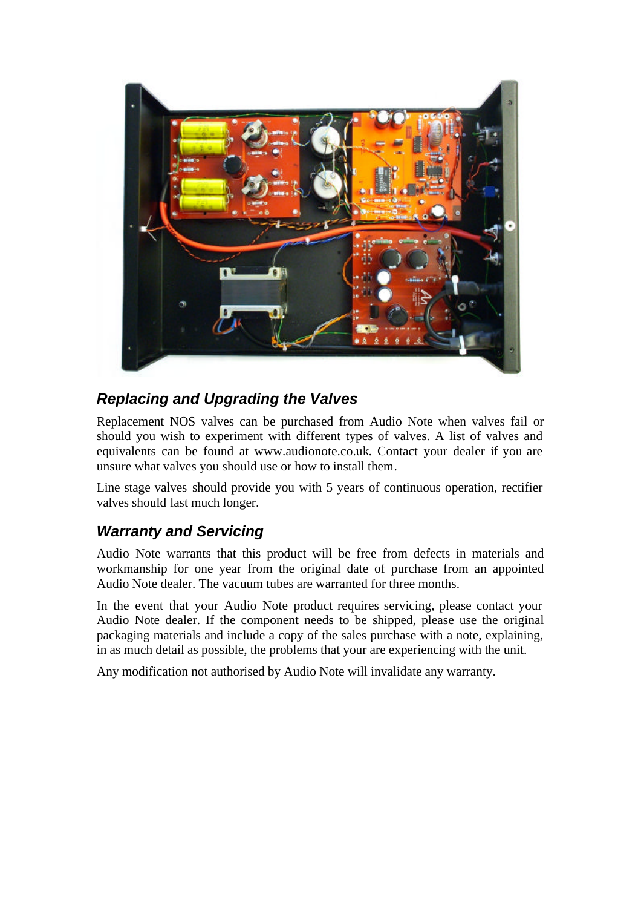## Replacing and Upgrading the Valves

Replacement NOS valves can be purchased from Audio Note when valves fail or should you wish to experiment with different types of valves. A list of valves and equivalents can be found at www.audionote.co.uk. Contact your dealer if you are unsure what valves you should use or how to install them.

Line stage valves should provide you with 5 years of continuous operation, rectifier valves should last much longer.

## Warranty and Servicing

Audio Note warrants that this product will be free from defects in materials and workmanship for one year from the original date of purchase from an appointed Audio Note dealer. The vacuum tubes are warranted for three months.

In the event that your Audio Note product requires servicing, please contact your Audio Note dealer. If the component needs to be shipped, please use the original packaging materials and include a copy of the sales purchase with a note, explaining, in as much detail as possible, the problems that your are experiencing with the unit.

Any modification not authorised by Audio Note will invalidate any warranty.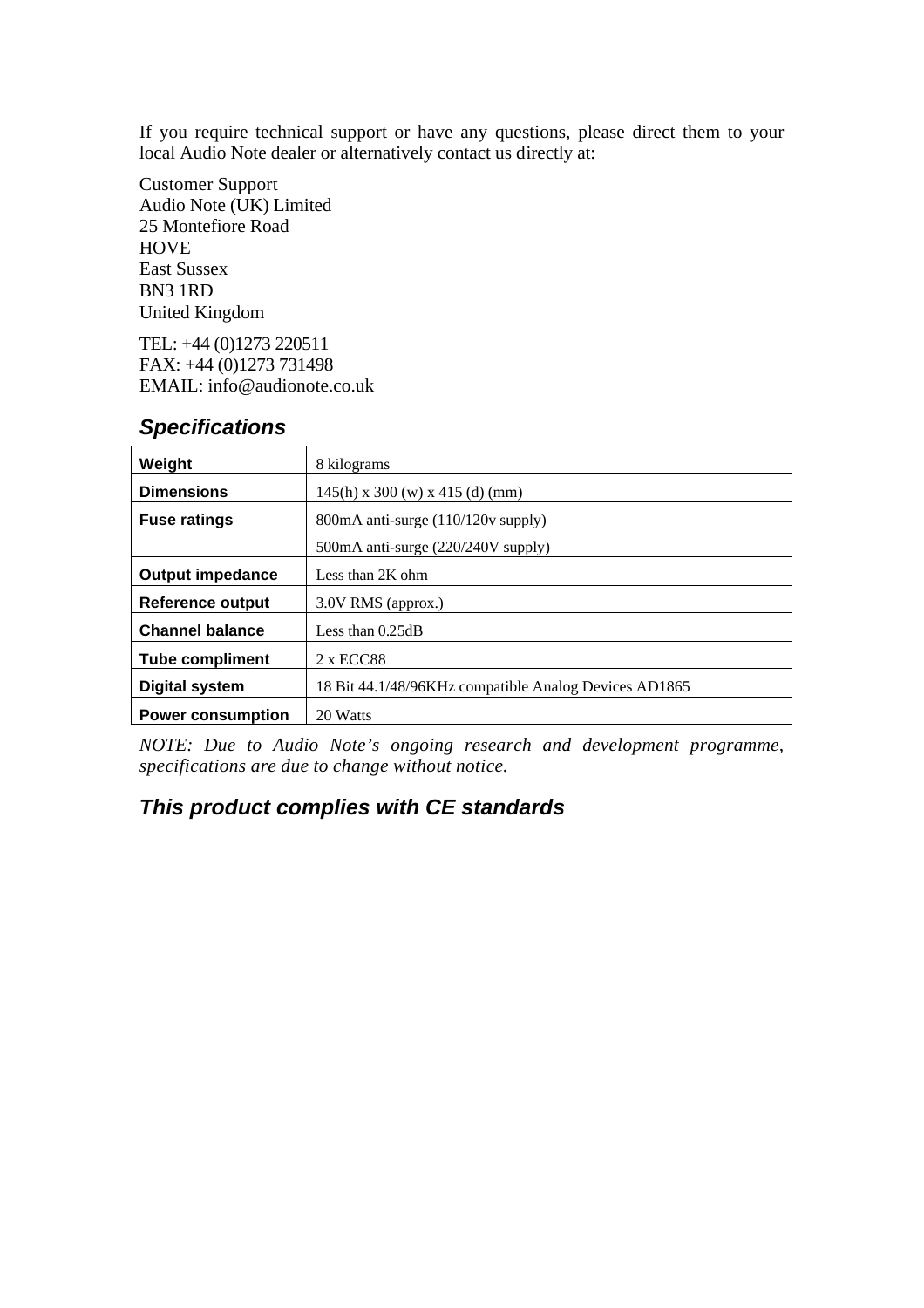If you require technical support or have any questions, please direct them to your local Audio Note dealer or alternatively contact us directly at:

Customer Support
Audio Note (UK) Limited
25 Montefiore Road
HOVE
East Sussex
BN3 1RD
United Kingdom

TEL: +44 (0)1273 220511
FAX: +44 (0)1273 731498
EMAIL: info@audionote.co.uk

## *Specifications*

| | |
|---|---|
| **Weight** | 8 kilograms |
| **Dimensions** | 145(h) x 300 (w) x 415 (d) (mm) |
| **Fuse ratings** | 800mA anti-surge (110/120v supply)<br>500mA anti-surge (220/240V supply) |
| **Output impedance** | Less than 2K ohm |
| **Reference output** | 3.0V RMS (approx.) |
| **Channel balance** | Less than 0.25dB |
| **Tube compliment** | 2 x ECC88 |
| **Digital system** | 18 Bit 44.1/48/96KHz compatible Analog Devices AD1865 |
| **Power consumption** | 20 Watts |

*NOTE: Due to Audio Note's ongoing research and development programme, specifications are due to change without notice.*

## *This product complies with CE standards*